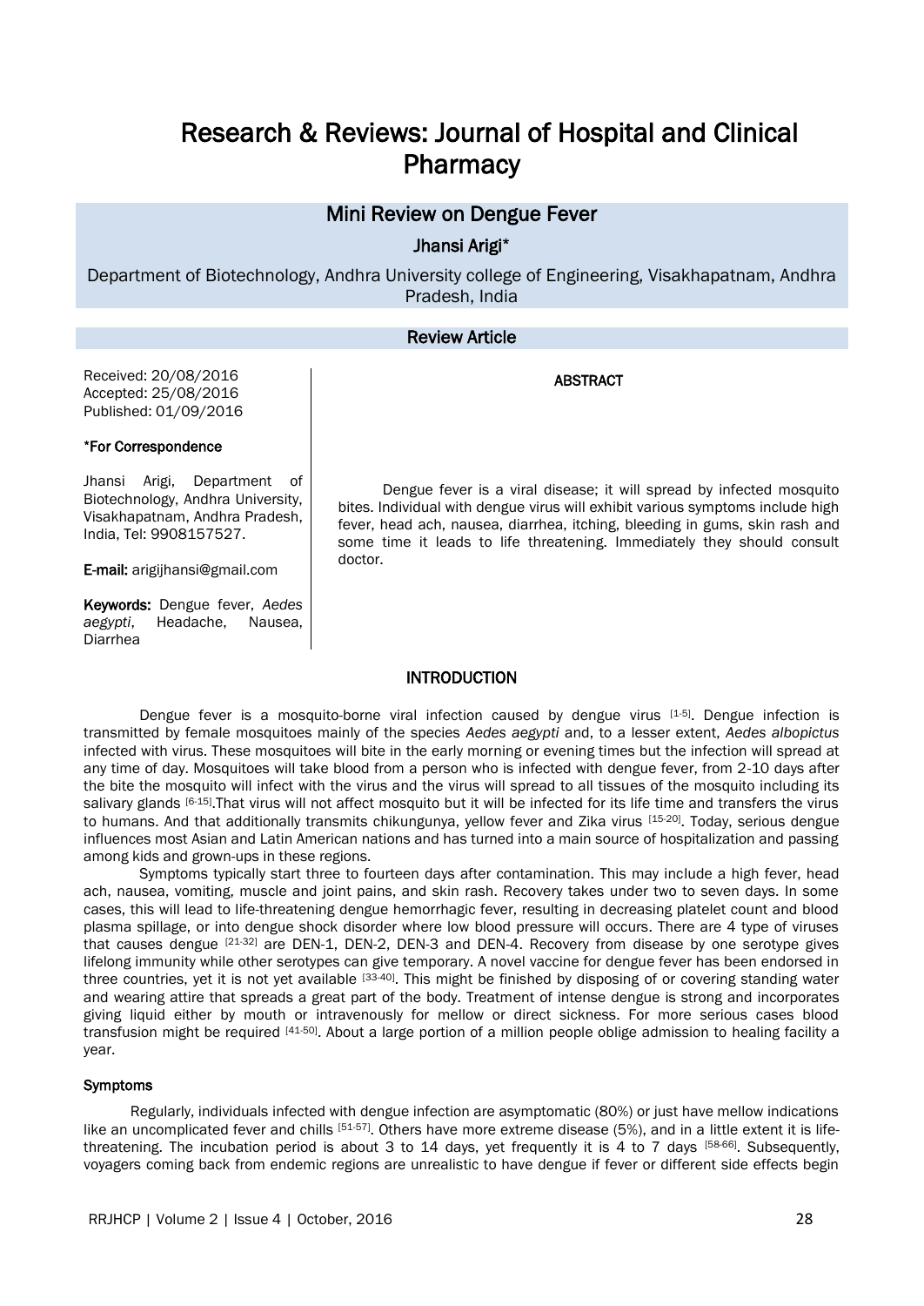# Research & Reviews: Journal of Hospital and Clinical Pharmacy

## Mini Review on Dengue Fever

**Jhansi Arigi***

Department of Biotechnology, Andhra University college of Engineering, Visakhapatnam, Andhra Pradesh, India

**Review Article**

Received: 20/08/2016
Accepted: 25/08/2016
Published: 01/09/2016

**\*For Correspondence**

Jhansi Arigi, Department of Biotechnology, Andhra University, Visakhapatnam, Andhra Pradesh, India, Tel: 9908157527.

**E-mail:** arigijhansi@gmail.com

**Keywords:** Dengue fever, *Aedes aegypti*, Headache, Nausea, Diarrhea

### ABSTRACT

Dengue fever is a viral disease; it will spread by infected mosquito bites. Individual with dengue virus will exhibit various symptoms include high fever, head ach, nausea, diarrhea, itching, bleeding in gums, skin rash and some time it leads to life threatening. Immediately they should consult doctor.

### INTRODUCTION

Dengue fever is a mosquito-borne viral infection caused by dengue virus [1-5]. Dengue infection is transmitted by female mosquitoes mainly of the species *Aedes aegypti* and, to a lesser extent, *Aedes albopictus* infected with virus. These mosquitoes will bite in the early morning or evening times but the infection will spread at any time of day. Mosquitoes will take blood from a person who is infected with dengue fever, from 2-10 days after the bite the mosquito will infect with the virus and the virus will spread to all tissues of the mosquito including its salivary glands [6-15].That virus will not affect mosquito but it will be infected for its life time and transfers the virus to humans. And that additionally transmits chikungunya, yellow fever and Zika virus [15-20]. Today, serious dengue influences most Asian and Latin American nations and has turned into a main source of hospitalization and passing among kids and grown-ups in these regions.

Symptoms typically start three to fourteen days after contamination. This may include a high fever, head ach, nausea, vomiting, muscle and joint pains, and skin rash. Recovery takes under two to seven days. In some cases, this will lead to life-threatening dengue hemorrhagic fever, resulting in decreasing platelet count and blood plasma spillage, or into dengue shock disorder where low blood pressure will occurs. There are 4 type of viruses that causes dengue [21-32] are DEN-1, DEN-2, DEN-3 and DEN-4. Recovery from disease by one serotype gives lifelong immunity while other serotypes can give temporary. A novel vaccine for dengue fever has been endorsed in three countries, yet it is not yet available [33-40]. This might be finished by disposing of or covering standing water and wearing attire that spreads a great part of the body. Treatment of intense dengue is strong and incorporates giving liquid either by mouth or intravenously for mellow or direct sickness. For more serious cases blood transfusion might be required [41-50]. About a large portion of a million people oblige admission to healing facility a year.

#### Symptoms

Regularly, individuals infected with dengue infection are asymptomatic (80%) or just have mellow indications like an uncomplicated fever and chills [51-57]. Others have more extreme disease (5%), and in a little extent it is life-threatening. The incubation period is about 3 to 14 days, yet frequently it is 4 to 7 days [58-66]. Subsequently, voyagers coming back from endemic regions are unrealistic to have dengue if fever or different side effects begin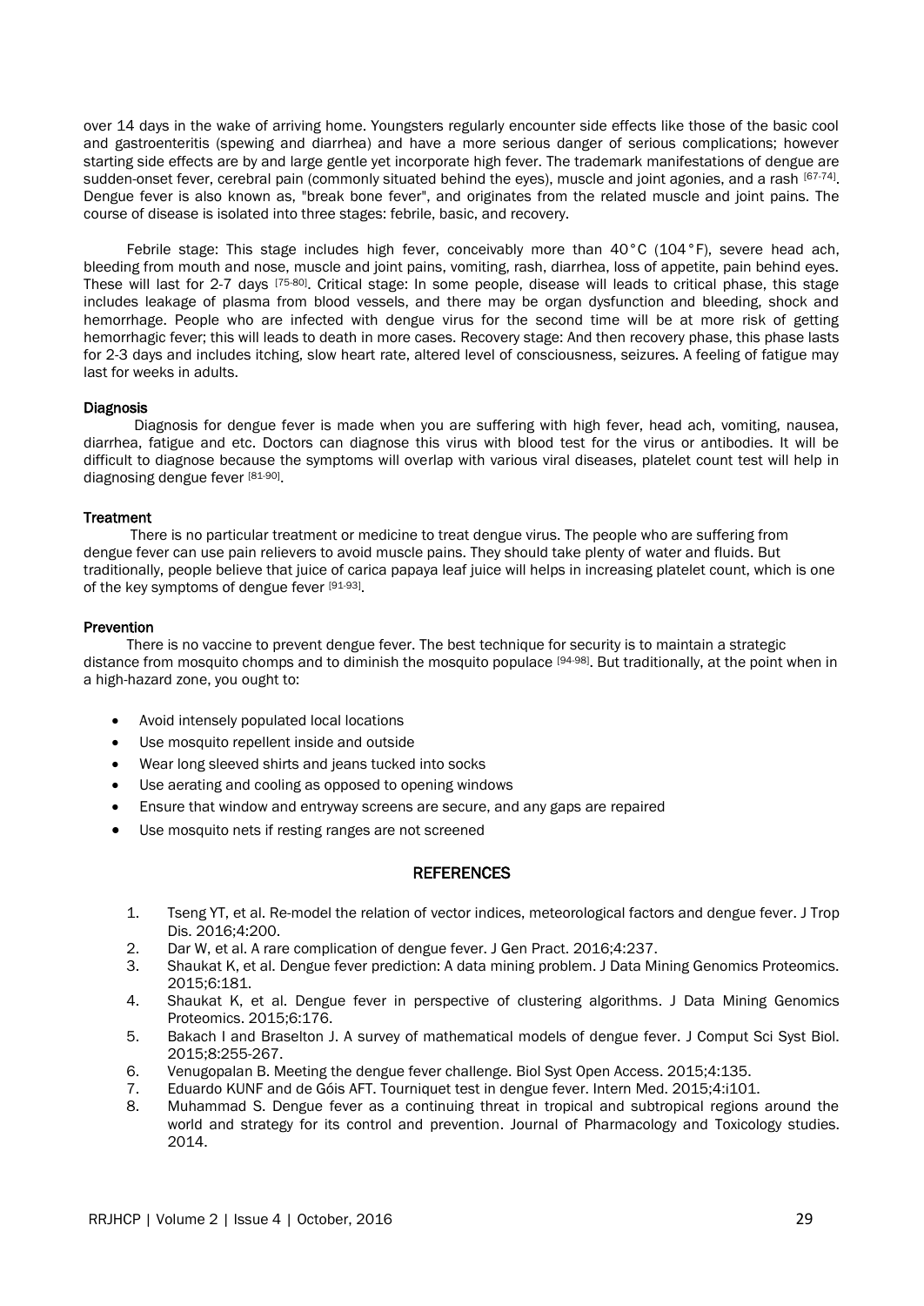over 14 days in the wake of arriving home. Youngsters regularly encounter side effects like those of the basic cool and gastroenteritis (spewing and diarrhea) and have a more serious danger of serious complications; however starting side effects are by and large gentle yet incorporate high fever. The trademark manifestations of dengue are sudden-onset fever, cerebral pain (commonly situated behind the eyes), muscle and joint agonies, and a rash [67-74]. Dengue fever is also known as, "break bone fever", and originates from the related muscle and joint pains. The course of disease is isolated into three stages: febrile, basic, and recovery.

Febrile stage: This stage includes high fever, conceivably more than 40°C (104°F), severe head ach, bleeding from mouth and nose, muscle and joint pains, vomiting, rash, diarrhea, loss of appetite, pain behind eyes. These will last for 2-7 days [75-80]. Critical stage: In some people, disease will leads to critical phase, this stage includes leakage of plasma from blood vessels, and there may be organ dysfunction and bleeding, shock and hemorrhage. People who are infected with dengue virus for the second time will be at more risk of getting hemorrhagic fever; this will leads to death in more cases. Recovery stage: And then recovery phase, this phase lasts for 2-3 days and includes itching, slow heart rate, altered level of consciousness, seizures. A feeling of fatigue may last for weeks in adults.

### Diagnosis

Diagnosis for dengue fever is made when you are suffering with high fever, head ach, vomiting, nausea, diarrhea, fatigue and etc. Doctors can diagnose this virus with blood test for the virus or antibodies. It will be difficult to diagnose because the symptoms will overlap with various viral diseases, platelet count test will help in diagnosing dengue fever [81-90].

### Treatment

There is no particular treatment or medicine to treat dengue virus. The people who are suffering from dengue fever can use pain relievers to avoid muscle pains. They should take plenty of water and fluids. But traditionally, people believe that juice of carica papaya leaf juice will helps in increasing platelet count, which is one of the key symptoms of dengue fever [91-93].

### Prevention

There is no vaccine to prevent dengue fever. The best technique for security is to maintain a strategic distance from mosquito chomps and to diminish the mosquito populace [94-98]. But traditionally, at the point when in a high-hazard zone, you ought to:

- Avoid intensely populated local locations
- Use mosquito repellent inside and outside
- Wear long sleeved shirts and jeans tucked into socks
- Use aerating and cooling as opposed to opening windows
- Ensure that window and entryway screens are secure, and any gaps are repaired
- Use mosquito nets if resting ranges are not screened

## REFERENCES

1. Tseng YT, et al. Re-model the relation of vector indices, meteorological factors and dengue fever. J Trop Dis. 2016;4:200.
2. Dar W, et al. A rare complication of dengue fever. J Gen Pract. 2016;4:237.
3. Shaukat K, et al. Dengue fever prediction: A data mining problem. J Data Mining Genomics Proteomics. 2015;6:181.
4. Shaukat K, et al. Dengue fever in perspective of clustering algorithms. J Data Mining Genomics Proteomics. 2015;6:176.
5. Bakach I and Braselton J. A survey of mathematical models of dengue fever. J Comput Sci Syst Biol. 2015;8:255-267.
6. Venugopalan B. Meeting the dengue fever challenge. Biol Syst Open Access. 2015;4:135.
7. Eduardo KUNF and de Góis AFT. Tourniquet test in dengue fever. Intern Med. 2015;4:i101.
8. Muhammad S. Dengue fever as a continuing threat in tropical and subtropical regions around the world and strategy for its control and prevention. Journal of Pharmacology and Toxicology studies. 2014.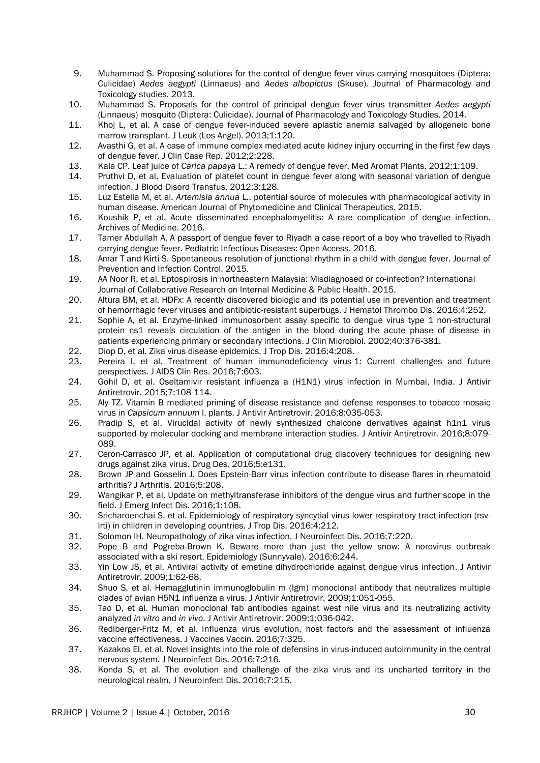9. Muhammad S. Proposing solutions for the control of dengue fever virus carrying mosquitoes (Diptera: Culicidae) *Aedes aegypti* (Linnaeus) and *Aedes albopictus* (Skuse). Journal of Pharmacology and Toxicology studies. 2013.
10. Muhammad S. Proposals for the control of principal dengue fever virus transmitter *Aedes aegypti* (Linnaeus) mosquito (Diptera: Culicidae). Journal of Pharmacology and Toxicology Studies. 2014.
11. Khoj L, et al. A case of dengue fever-induced severe aplastic anemia salvaged by allogeneic bone marrow transplant. J Leuk (Los Angel). 2013;1:120.
12. Avasthi G, et al. A case of immune complex mediated acute kidney injury occurring in the first few days of dengue fever. J Clin Case Rep. 2012;2:228.
13. Kala CP. Leaf juice of *Carica papaya* L.: A remedy of dengue fever. Med Aromat Plants. 2012;1:109.
14. Pruthvi D, et al. Evaluation of platelet count in dengue fever along with seasonal variation of dengue infection. J Blood Disord Transfus. 2012;3:128.
15. Luz Estella M, et al. *Artemisia annua* L., potential source of molecules with pharmacological activity in human disease. American Journal of Phytomedicine and Clinical Therapeutics. 2015.
16. Koushik P, et al. Acute disseminated encephalomyelitis: A rare complication of dengue infection. Archives of Medicine. 2016.
17. Tamer Abdullah A. A passport of dengue fever to Riyadh a case report of a boy who travelled to Riyadh carrying dengue fever. Pediatric Infectious Diseases: Open Access. 2016.
18. Amar T and Kirti S. Spontaneous resolution of junctional rhythm in a child with dengue fever. Journal of Prevention and Infection Control. 2015.
19. AA Noor R, et al. Eptospirosis in northeastern Malaysia: Misdiagnosed or co-infection? International Journal of Collaborative Research on Internal Medicine & Public Health. 2015.
20. Altura BM, et al. HDFx: A recently discovered biologic and its potential use in prevention and treatment of hemorrhagic fever viruses and antibiotic-resistant superbugs. J Hematol Thrombo Dis. 2016;4:252.
21. Sophie A, et al. Enzyme-linked immunosorbent assay specific to dengue virus type 1 non-structural protein ns1 reveals circulation of the antigen in the blood during the acute phase of disease in patients experiencing primary or secondary infections. J Clin Microbiol. 2002;40:376-381.
22. Diop D, et al. Zika virus disease epidemics. J Trop Dis. 2016;4:208.
23. Pereira I, et al. Treatment of human immunodeficiency virus-1: Current challenges and future perspectives. J AIDS Clin Res. 2016;7:603.
24. Gohil D, et al. Oseltamivir resistant influenza a (H1N1) virus infection in Mumbai, India. J Antivir Antiretrovir. 2015;7:108-114.
25. Aly TZ. Vitamin B mediated priming of disease resistance and defense responses to tobacco mosaic virus in *Capsicum annuum* l. plants. J Antivir Antiretrovir. 2016;8:035-053.
26. Pradip S, et al. Virucidal activity of newly synthesized chalcone derivatives against h1n1 virus supported by molecular docking and membrane interaction studies. J Antivir Antiretrovir. 2016;8:079-089.
27. Ceron-Carrasco JP, et al. Application of computational drug discovery techniques for designing new drugs against zika virus. Drug Des. 2016;5:e131.
28. Brown JP and Gosselin J. Does Epstein-Barr virus infection contribute to disease flares in rheumatoid arthritis? J Arthritis. 2016;5:208.
29. Wangikar P, et al. Update on methyltransferase inhibitors of the dengue virus and further scope in the field. J Emerg Infect Dis. 2016;1:108.
30. Sricharoenchai S, et al. Epidemiology of respiratory syncytial virus lower respiratory tract infection (rsv-lrti) in children in developing countries. J Trop Dis. 2016;4:212.
31. Solomon IH. Neuropathology of zika virus infection. J Neuroinfect Dis. 2016;7:220.
32. Pope B and Pogreba-Brown K. Beware more than just the yellow snow: A norovirus outbreak associated with a ski resort. Epidemiology (Sunnyvale). 2016;6:244.
33. Yin Low JS, et al. Antiviral activity of emetine dihydrochloride against dengue virus infection. J Antivir Antiretrovir. 2009;1:62-68.
34. Shuo S, et al. Hemagglutinin immunoglobulin m (Igm) monoclonal antibody that neutralizes multiple clades of avian H5N1 influenza a virus. J Antivir Antiretrovir. 2009;1:051-055.
35. Tao D, et al. Human monoclonal fab antibodies against west nile virus and its neutralizing activity analyzed *in vitro* and *in vivo*. J Antivir Antiretrovir. 2009;1:036-042.
36. Redlberger-Fritz M, et al. Influenza virus evolution, host factors and the assessment of influenza vaccine effectiveness. J Vaccines Vaccin. 2016;7:325.
37. Kazakos EI, et al. Novel insights into the role of defensins in virus-induced autoimmunity in the central nervous system. J Neuroinfect Dis. 2016;7:216.
38. Konda S, et al. The evolution and challenge of the zika virus and its uncharted territory in the neurological realm. J Neuroinfect Dis. 2016;7:215.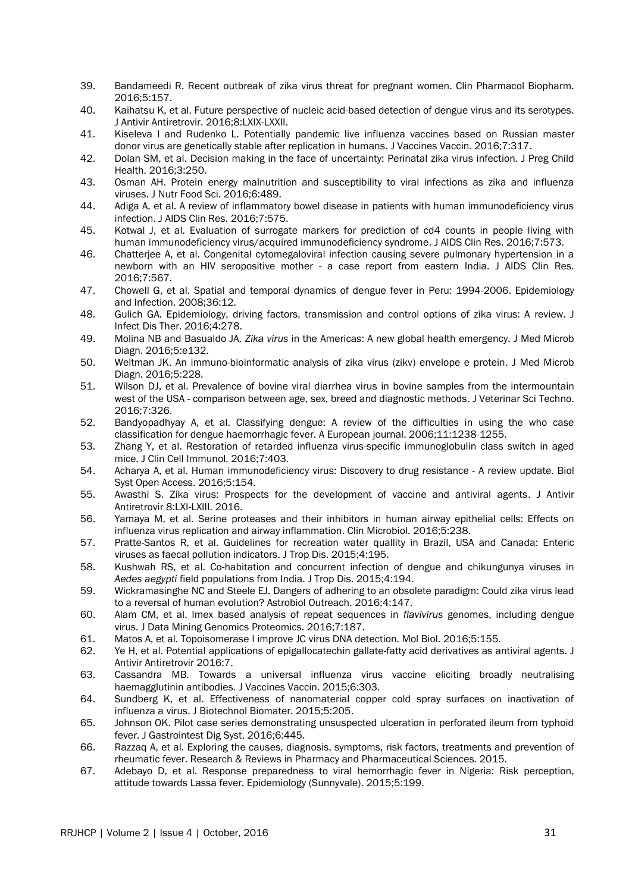39. Bandameedi R. Recent outbreak of zika virus threat for pregnant women. Clin Pharmacol Biopharm. 2016;5:157.
40. Kaihatsu K, et al. Future perspective of nucleic acid-based detection of dengue virus and its serotypes. J Antivir Antiretrovir. 2016;8:LXIX-LXXII.
41. Kiseleva I and Rudenko L. Potentially pandemic live influenza vaccines based on Russian master donor virus are genetically stable after replication in humans. J Vaccines Vaccin. 2016;7:317.
42. Dolan SM, et al. Decision making in the face of uncertainty: Perinatal zika virus infection. J Preg Child Health. 2016;3:250.
43. Osman AH. Protein energy malnutrition and susceptibility to viral infections as zika and influenza viruses. J Nutr Food Sci. 2016;6:489.
44. Adiga A, et al. A review of inflammatory bowel disease in patients with human immunodeficiency virus infection. J AIDS Clin Res. 2016;7:575.
45. Kotwal J, et al. Evaluation of surrogate markers for prediction of cd4 counts in people living with human immunodeficiency virus/acquired immunodeficiency syndrome. J AIDS Clin Res. 2016;7:573.
46. Chatterjee A, et al. Congenital cytomegaloviral infection causing severe pulmonary hypertension in a newborn with an HIV seropositive mother - a case report from eastern India. J AIDS Clin Res. 2016;7:567.
47. Chowell G, et al. Spatial and temporal dynamics of dengue fever in Peru: 1994-2006. Epidemiology and Infection. 2008;36:12.
48. Gulich GA. Epidemiology, driving factors, transmission and control options of zika virus: A review. J Infect Dis Ther. 2016;4:278.
49. Molina NB and Basualdo JA. *Zika virus* in the Americas: A new global health emergency. J Med Microb Diagn. 2016;5:e132.
50. Weltman JK. An immuno-bioinformatic analysis of zika virus (zikv) envelope e protein. J Med Microb Diagn. 2016;5:228.
51. Wilson DJ, et al. Prevalence of bovine viral diarrhea virus in bovine samples from the intermountain west of the USA - comparison between age, sex, breed and diagnostic methods. J Veterinar Sci Techno. 2016;7:326.
52. Bandyopadhyay A, et al. Classifying dengue: A review of the difficulties in using the who case classification for dengue haemorrhagic fever. A European journal. 2006;11:1238-1255.
53. Zhang Y, et al. Restoration of retarded influenza virus-specific immunoglobulin class switch in aged mice. J Clin Cell Immunol. 2016;7:403.
54. Acharya A, et al. Human immunodeficiency virus: Discovery to drug resistance - A review update. Biol Syst Open Access. 2016;5:154.
55. Awasthi S. Zika virus: Prospects for the development of vaccine and antiviral agents. J Antivir Antiretrovir 8:LXI-LXIII. 2016.
56. Yamaya M, et al. Serine proteases and their inhibitors in human airway epithelial cells: Effects on influenza virus replication and airway inflammation. Clin Microbiol. 2016;5:238.
57. Pratte-Santos R, et al. Guidelines for recreation water quallity in Brazil, USA and Canada: Enteric viruses as faecal pollution indicators. J Trop Dis. 2015;4:195.
58. Kushwah RS, et al. Co-habitation and concurrent infection of dengue and chikungunya viruses in *Aedes aegypti* field populations from India. J Trop Dis. 2015;4:194.
59. Wickramasinghe NC and Steele EJ. Dangers of adhering to an obsolete paradigm: Could zika virus lead to a reversal of human evolution? Astrobiol Outreach. 2016;4:147.
60. Alam CM, et al. Imex based analysis of repeat sequences in *flavivirus* genomes, including dengue virus. J Data Mining Genomics Proteomics. 2016;7:187.
61. Matos A, et al. Topoisomerase I improve JC virus DNA detection. Mol Biol. 2016;5:155.
62. Ye H, et al. Potential applications of epigallocatechin gallate-fatty acid derivatives as antiviral agents. J Antivir Antiretrovir 2016;7.
63. Cassandra MB. Towards a universal influenza virus vaccine eliciting broadly neutralising haemagglutinin antibodies. J Vaccines Vaccin. 2015;6:303.
64. Sundberg K, et al. Effectiveness of nanomaterial copper cold spray surfaces on inactivation of influenza a virus. J Biotechnol Biomater. 2015;5:205.
65. Johnson OK. Pilot case series demonstrating unsuspected ulceration in perforated ileum from typhoid fever. J Gastrointest Dig Syst. 2016;6:445.
66. Razzaq A, et al. Exploring the causes, diagnosis, symptoms, risk factors, treatments and prevention of rheumatic fever. Research & Reviews in Pharmacy and Pharmaceutical Sciences. 2015.
67. Adebayo D, et al. Response preparedness to viral hemorrhagic fever in Nigeria: Risk perception, attitude towards Lassa fever. Epidemiology (Sunnyvale). 2015;5:199.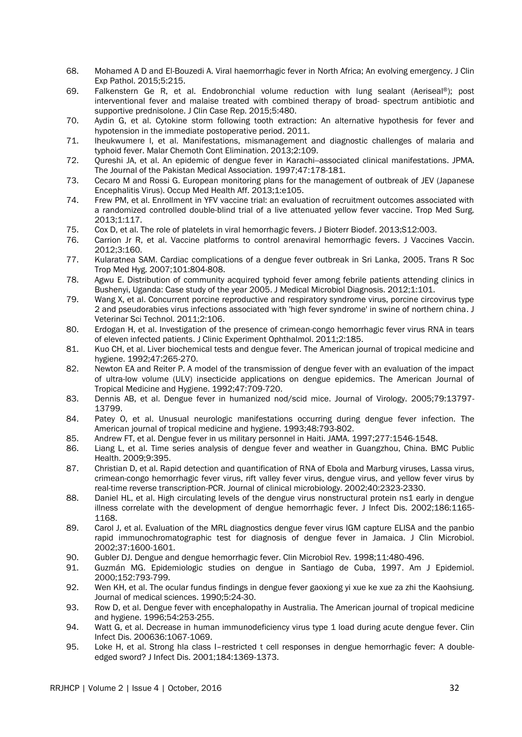68. Mohamed A D and El-Bouzedi A. Viral haemorrhagic fever in North Africa; An evolving emergency. J Clin Exp Pathol. 2015;5:215.
69. Falkenstern Ge R, et al. Endobronchial volume reduction with lung sealant (Aeriseal®); post interventional fever and malaise treated with combined therapy of broad- spectrum antibiotic and supportive prednisolone. J Clin Case Rep. 2015;5:480.
70. Aydin G, et al. Cytokine storm following tooth extraction: An alternative hypothesis for fever and hypotension in the immediate postoperative period. 2011.
71. Iheukwumere I, et al. Manifestations, mismanagement and diagnostic challenges of malaria and typhoid fever. Malar Chemoth Cont Elimination. 2013;2:109.
72. Qureshi JA, et al. An epidemic of dengue fever in Karachi--associated clinical manifestations. JPMA. The Journal of the Pakistan Medical Association. 1997;47:178-181.
73. Cecaro M and Rossi G. European monitoring plans for the management of outbreak of JEV (Japanese Encephalitis Virus). Occup Med Health Aff. 2013;1:e105.
74. Frew PM, et al. Enrollment in YFV vaccine trial: an evaluation of recruitment outcomes associated with a randomized controlled double-blind trial of a live attenuated yellow fever vaccine. Trop Med Surg. 2013;1:117.
75. Cox D, et al. The role of platelets in viral hemorrhagic fevers. J Bioterr Biodef. 2013;S12:003.
76. Carrion Jr R, et al. Vaccine platforms to control arenaviral hemorrhagic fevers. J Vaccines Vaccin. 2012;3:160.
77. Kularatnea SAM. Cardiac complications of a dengue fever outbreak in Sri Lanka, 2005. Trans R Soc Trop Med Hyg. 2007;101:804-808.
78. Agwu E. Distribution of community acquired typhoid fever among febrile patients attending clinics in Bushenyi, Uganda: Case study of the year 2005. J Medical Microbiol Diagnosis. 2012;1:101.
79. Wang X, et al. Concurrent porcine reproductive and respiratory syndrome virus, porcine circovirus type 2 and pseudorabies virus infections associated with 'high fever syndrome' in swine of northern china. J Veterinar Sci Technol. 2011;2:106.
80. Erdogan H, et al. Investigation of the presence of crimean-congo hemorrhagic fever virus RNA in tears of eleven infected patients. J Clinic Experiment Ophthalmol. 2011;2:185.
81. Kuo CH, et al. Liver biochemical tests and dengue fever. The American journal of tropical medicine and hygiene. 1992;47:265-270.
82. Newton EA and Reiter P. A model of the transmission of dengue fever with an evaluation of the impact of ultra-low volume (ULV) insecticide applications on dengue epidemics. The American Journal of Tropical Medicine and Hygiene. 1992;47:709-720.
83. Dennis AB, et al. Dengue fever in humanized nod/scid mice. Journal of Virology. 2005;79:13797-13799.
84. Patey O, et al. Unusual neurologic manifestations occurring during dengue fever infection. The American journal of tropical medicine and hygiene. 1993;48:793-802.
85. Andrew FT, et al. Dengue fever in us military personnel in Haiti. JAMA. 1997;277:1546-1548.
86. Liang L, et al. Time series analysis of dengue fever and weather in Guangzhou, China. BMC Public Health. 2009;9:395.
87. Christian D, et al. Rapid detection and quantification of RNA of Ebola and Marburg viruses, Lassa virus, crimean-congo hemorrhagic fever virus, rift valley fever virus, dengue virus, and yellow fever virus by real-time reverse transcription-PCR. Journal of clinical microbiology. 2002;40:2323-2330.
88. Daniel HL, et al. High circulating levels of the dengue virus nonstructural protein ns1 early in dengue illness correlate with the development of dengue hemorrhagic fever. J Infect Dis. 2002;186:1165-1168.
89. Carol J, et al. Evaluation of the MRL diagnostics dengue fever virus IGM capture ELISA and the panbio rapid immunochromatographic test for diagnosis of dengue fever in Jamaica. J Clin Microbiol. 2002;37:1600-1601.
90. Gubler DJ. Dengue and dengue hemorrhagic fever. Clin Microbiol Rev. 1998;11:480-496.
91. Guzmán MG. Epidemiologic studies on dengue in Santiago de Cuba, 1997. Am J Epidemiol. 2000;152:793-799.
92. Wen KH, et al. The ocular fundus findings in dengue fever gaoxiong yi xue ke xue za zhi the Kaohsiung. Journal of medical sciences. 1990;5:24-30.
93. Row D, et al. Dengue fever with encephalopathy in Australia. The American journal of tropical medicine and hygiene. 1996;54:253-255.
94. Watt G, et al. Decrease in human immunodeficiency virus type 1 load during acute dengue fever. Clin Infect Dis. 200636:1067-1069.
95. Loke H, et al. Strong hla class I–restricted t cell responses in dengue hemorrhagic fever: A double-edged sword? J Infect Dis. 2001;184:1369-1373.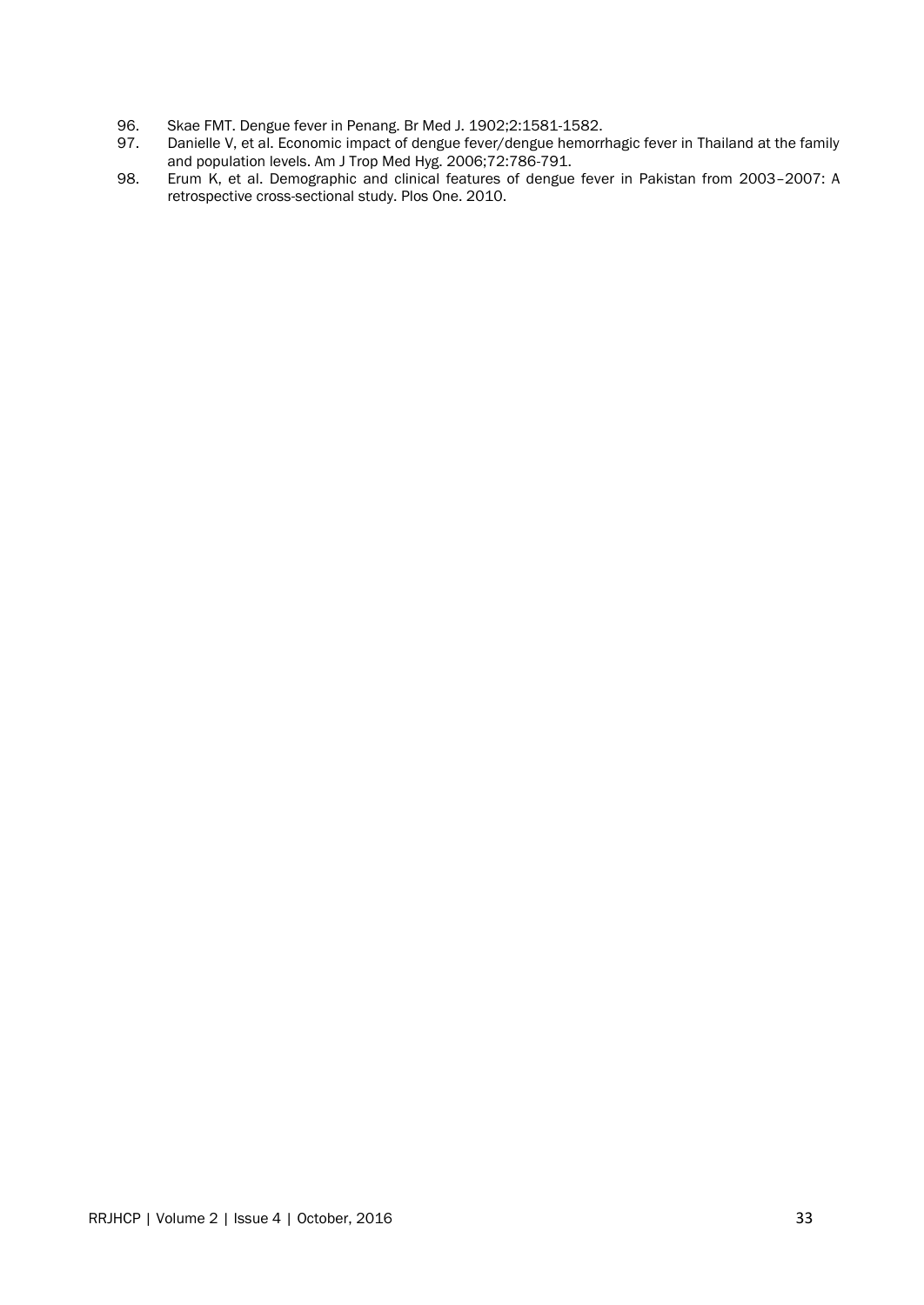96. Skae FMT. Dengue fever in Penang. Br Med J. 1902;2:1581-1582.
97. Danielle V, et al. Economic impact of dengue fever/dengue hemorrhagic fever in Thailand at the family and population levels. Am J Trop Med Hyg. 2006;72:786-791.
98. Erum K, et al. Demographic and clinical features of dengue fever in Pakistan from 2003–2007: A retrospective cross-sectional study. Plos One. 2010.